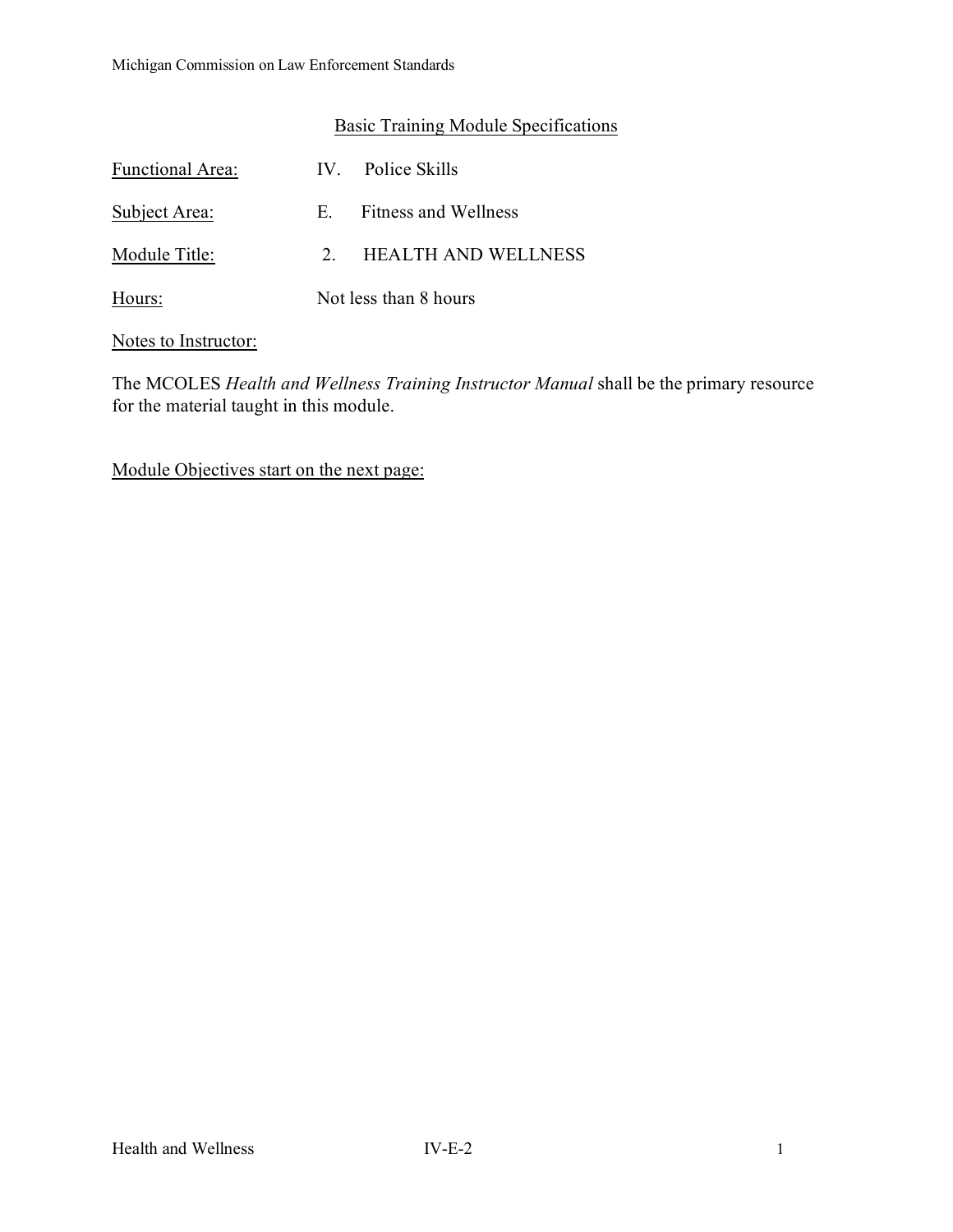## Basic Training Module Specifications

Functional Area: IV. Police Skills

Subject Area: E. Fitness and Wellness

Module Title: 2. HEALTH AND WELLNESS

Hours: Not less than 8 hours

Notes to Instructor:

The MCOLES *Health and Wellness Training Instructor Manual* shall be the primary resource for the material taught in this module.

Module Objectives start on the next page: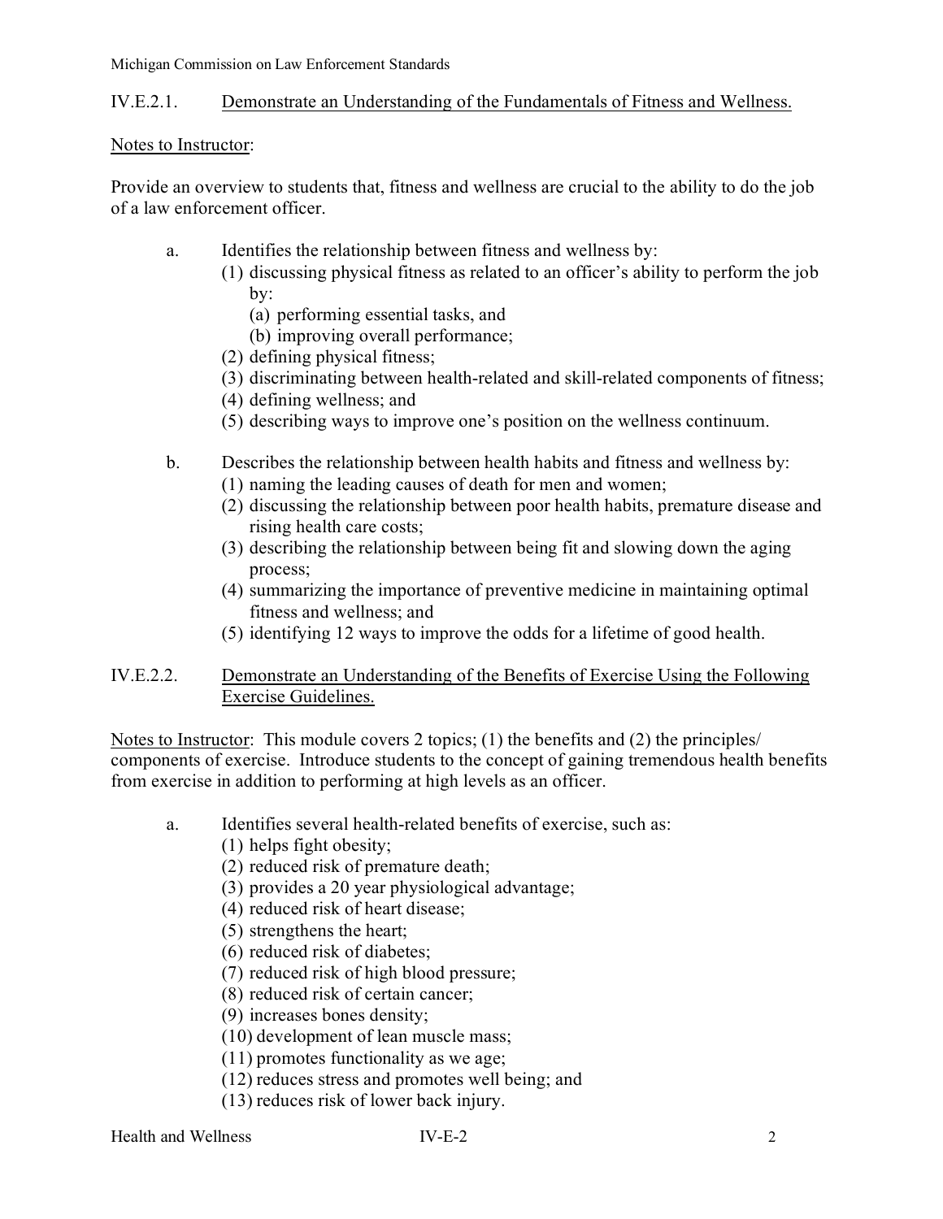## IV.E.2.1. Demonstrate an Understanding of the Fundamentals of Fitness and Wellness.

Notes to Instructor:

Provide an overview to students that, fitness and wellness are crucial to the ability to do the job of a law enforcement officer.

a. Identifies the relationship between fitness and wellness by:
   (1) discussing physical fitness as related to an officer's ability to perform the job by:
      (a) performing essential tasks, and
      (b) improving overall performance;
   (2) defining physical fitness;
   (3) discriminating between health-related and skill-related components of fitness;
   (4) defining wellness; and
   (5) describing ways to improve one's position on the wellness continuum.

b. Describes the relationship between health habits and fitness and wellness by:
   (1) naming the leading causes of death for men and women;
   (2) discussing the relationship between poor health habits, premature disease and rising health care costs;
   (3) describing the relationship between being fit and slowing down the aging process;
   (4) summarizing the importance of preventive medicine in maintaining optimal fitness and wellness; and
   (5) identifying 12 ways to improve the odds for a lifetime of good health.

## IV.E.2.2. Demonstrate an Understanding of the Benefits of Exercise Using the Following Exercise Guidelines.

Notes to Instructor: This module covers 2 topics; (1) the benefits and (2) the principles/ components of exercise. Introduce students to the concept of gaining tremendous health benefits from exercise in addition to performing at high levels as an officer.

a. Identifies several health-related benefits of exercise, such as:
   (1) helps fight obesity;
   (2) reduced risk of premature death;
   (3) provides a 20 year physiological advantage;
   (4) reduced risk of heart disease;
   (5) strengthens the heart;
   (6) reduced risk of diabetes;
   (7) reduced risk of high blood pressure;
   (8) reduced risk of certain cancer;
   (9) increases bones density;
   (10) development of lean muscle mass;
   (11) promotes functionality as we age;
   (12) reduces stress and promotes well being; and
   (13) reduces risk of lower back injury.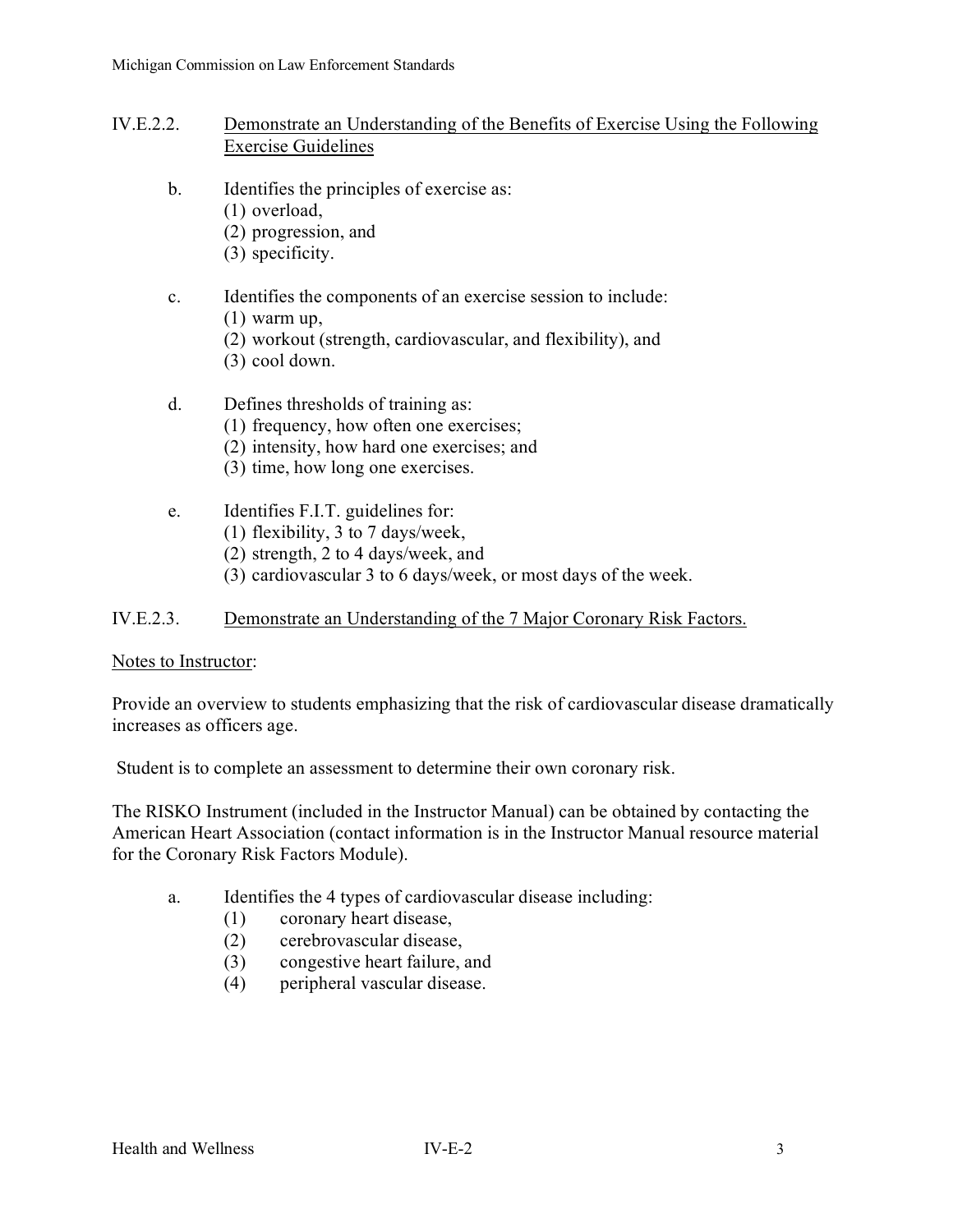## IV.E.2.2. <u>Demonstrate an Understanding of the Benefits of Exercise Using the Following Exercise Guidelines</u>

b. Identifies the principles of exercise as:
   (1) overload,
   (2) progression, and
   (3) specificity.

c. Identifies the components of an exercise session to include:
   (1) warm up,
   (2) workout (strength, cardiovascular, and flexibility), and
   (3) cool down.

d. Defines thresholds of training as:
   (1) frequency, how often one exercises;
   (2) intensity, how hard one exercises; and
   (3) time, how long one exercises.

e. Identifies F.I.T. guidelines for:
   (1) flexibility, 3 to 7 days/week,
   (2) strength, 2 to 4 days/week, and
   (3) cardiovascular 3 to 6 days/week, or most days of the week.

## IV.E.2.3. <u>Demonstrate an Understanding of the 7 Major Coronary Risk Factors.</u>

<u>Notes to Instructor</u>:

Provide an overview to students emphasizing that the risk of cardiovascular disease dramatically increases as officers age.

Student is to complete an assessment to determine their own coronary risk.

The RISKO Instrument (included in the Instructor Manual) can be obtained by contacting the American Heart Association (contact information is in the Instructor Manual resource material for the Coronary Risk Factors Module).

a. Identifies the 4 types of cardiovascular disease including:
   (1) coronary heart disease,
   (2) cerebrovascular disease,
   (3) congestive heart failure, and
   (4) peripheral vascular disease.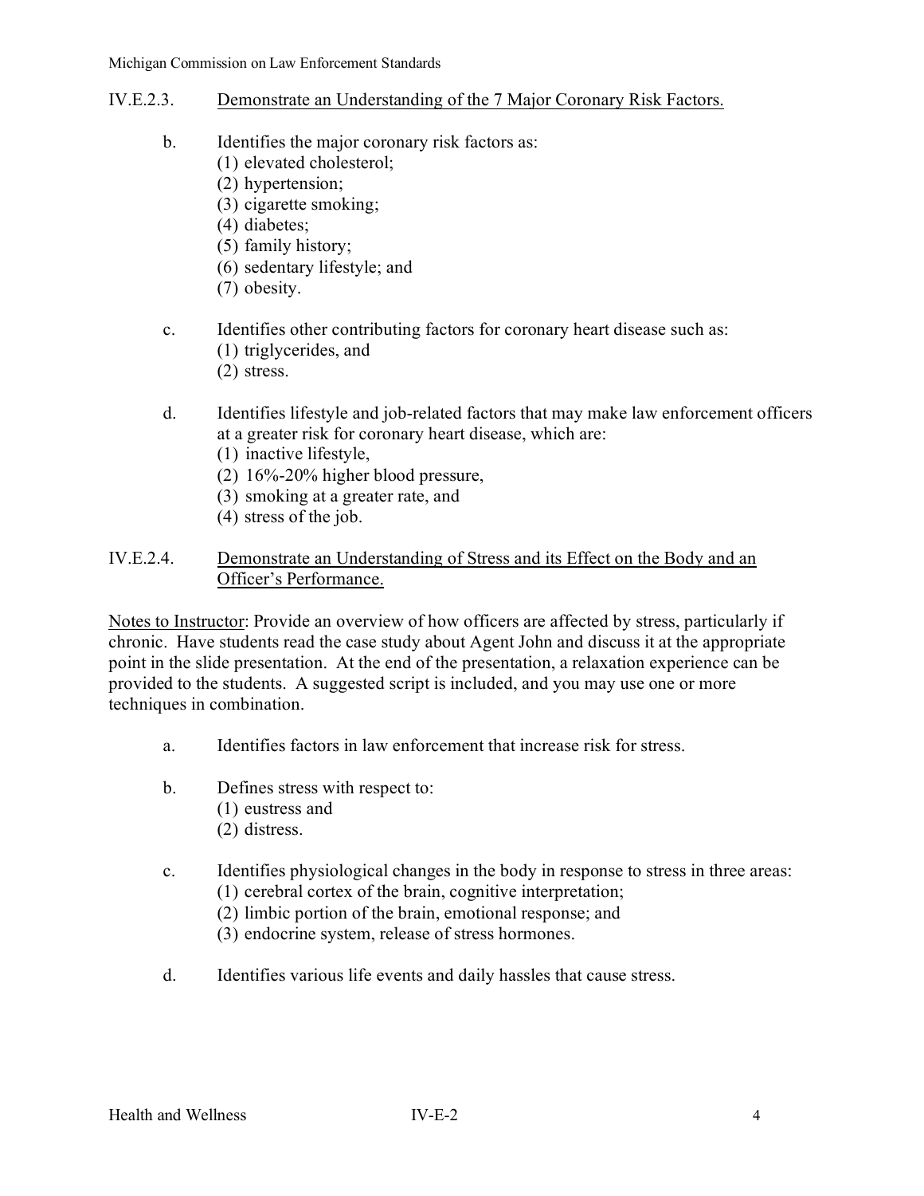IV.E.2.3. Demonstrate an Understanding of the 7 Major Coronary Risk Factors.

b. Identifies the major coronary risk factors as:
   (1) elevated cholesterol;
   (2) hypertension;
   (3) cigarette smoking;
   (4) diabetes;
   (5) family history;
   (6) sedentary lifestyle; and
   (7) obesity.

c. Identifies other contributing factors for coronary heart disease such as:
   (1) triglycerides, and
   (2) stress.

d. Identifies lifestyle and job-related factors that may make law enforcement officers at a greater risk for coronary heart disease, which are:
   (1) inactive lifestyle,
   (2) 16%-20% higher blood pressure,
   (3) smoking at a greater rate, and
   (4) stress of the job.

IV.E.2.4. Demonstrate an Understanding of Stress and its Effect on the Body and an Officer's Performance.

Notes to Instructor: Provide an overview of how officers are affected by stress, particularly if chronic. Have students read the case study about Agent John and discuss it at the appropriate point in the slide presentation. At the end of the presentation, a relaxation experience can be provided to the students. A suggested script is included, and you may use one or more techniques in combination.

a. Identifies factors in law enforcement that increase risk for stress.

b. Defines stress with respect to:
   (1) eustress and
   (2) distress.

c. Identifies physiological changes in the body in response to stress in three areas:
   (1) cerebral cortex of the brain, cognitive interpretation;
   (2) limbic portion of the brain, emotional response; and
   (3) endocrine system, release of stress hormones.

d. Identifies various life events and daily hassles that cause stress.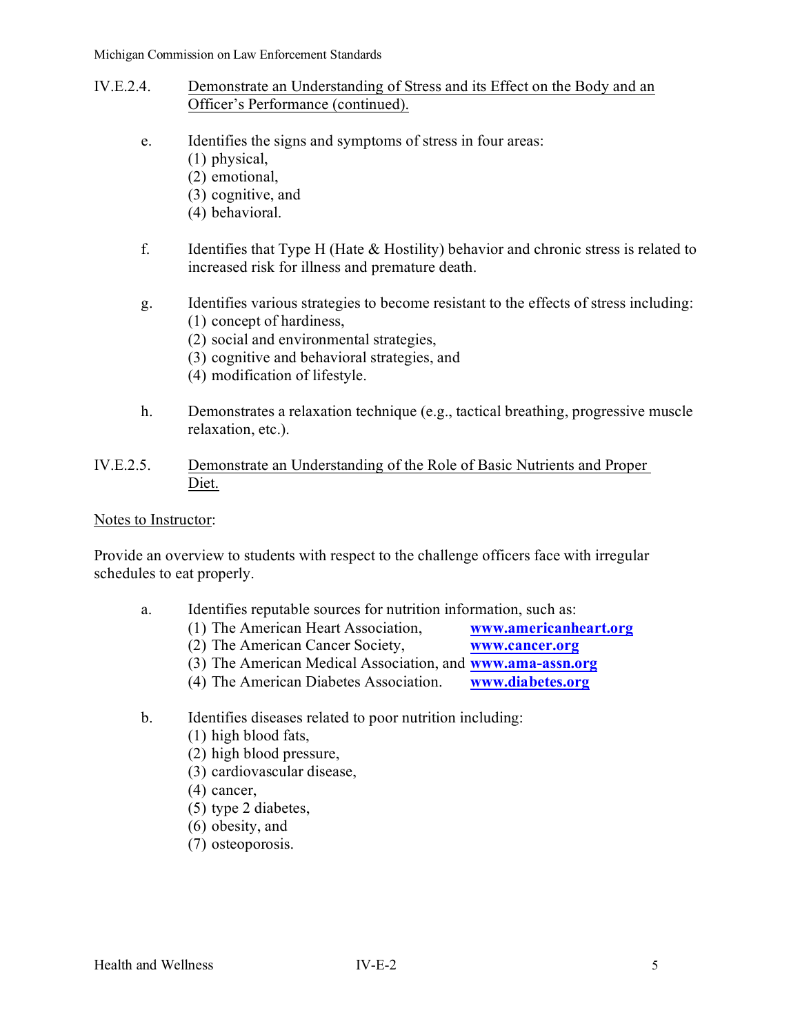## IV.E.2.4. Demonstrate an Understanding of Stress and its Effect on the Body and an Officer's Performance (continued).

e. Identifies the signs and symptoms of stress in four areas:
   (1) physical,
   (2) emotional,
   (3) cognitive, and
   (4) behavioral.

f. Identifies that Type H (Hate & Hostility) behavior and chronic stress is related to increased risk for illness and premature death.

g. Identifies various strategies to become resistant to the effects of stress including:
   (1) concept of hardiness,
   (2) social and environmental strategies,
   (3) cognitive and behavioral strategies, and
   (4) modification of lifestyle.

h. Demonstrates a relaxation technique (e.g., tactical breathing, progressive muscle relaxation, etc.).

## IV.E.2.5. Demonstrate an Understanding of the Role of Basic Nutrients and Proper Diet.

Notes to Instructor:

Provide an overview to students with respect to the challenge officers face with irregular schedules to eat properly.

a. Identifies reputable sources for nutrition information, such as:
   (1) The American Heart Association, **www.americanheart.org**
   (2) The American Cancer Society, **www.cancer.org**
   (3) The American Medical Association, and **www.ama-assn.org**
   (4) The American Diabetes Association. **www.diabetes.org**

b. Identifies diseases related to poor nutrition including:
   (1) high blood fats,
   (2) high blood pressure,
   (3) cardiovascular disease,
   (4) cancer,
   (5) type 2 diabetes,
   (6) obesity, and
   (7) osteoporosis.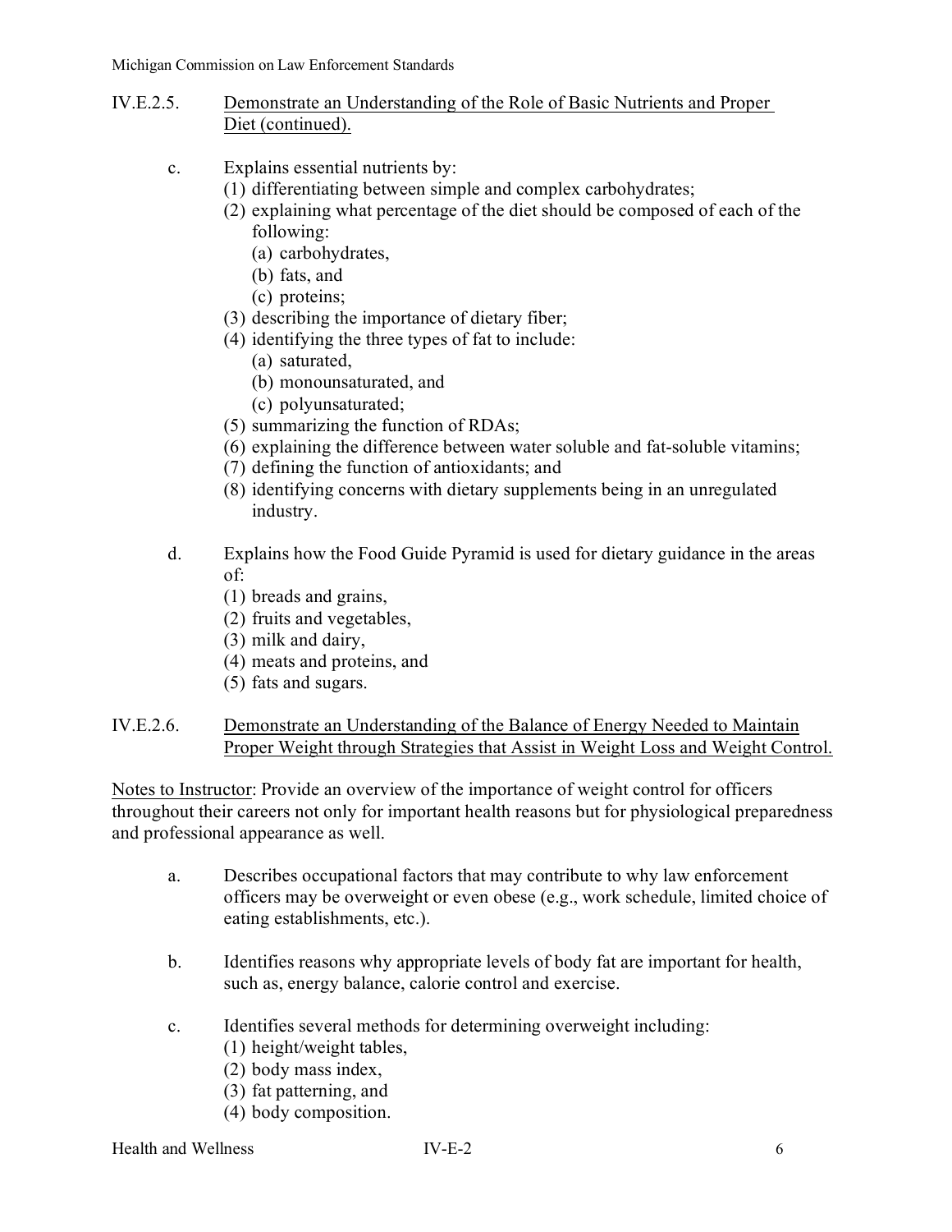IV.E.2.5. Demonstrate an Understanding of the Role of Basic Nutrients and Proper Diet (continued).

c. Explains essential nutrients by:
   (1) differentiating between simple and complex carbohydrates;
   (2) explaining what percentage of the diet should be composed of each of the following:
      (a) carbohydrates,
      (b) fats, and
      (c) proteins;
   (3) describing the importance of dietary fiber;
   (4) identifying the three types of fat to include:
      (a) saturated,
      (b) monounsaturated, and
      (c) polyunsaturated;
   (5) summarizing the function of RDAs;
   (6) explaining the difference between water soluble and fat-soluble vitamins;
   (7) defining the function of antioxidants; and
   (8) identifying concerns with dietary supplements being in an unregulated industry.

d. Explains how the Food Guide Pyramid is used for dietary guidance in the areas of:
   (1) breads and grains,
   (2) fruits and vegetables,
   (3) milk and dairy,
   (4) meats and proteins, and
   (5) fats and sugars.

IV.E.2.6. Demonstrate an Understanding of the Balance of Energy Needed to Maintain Proper Weight through Strategies that Assist in Weight Loss and Weight Control.

Notes to Instructor: Provide an overview of the importance of weight control for officers throughout their careers not only for important health reasons but for physiological preparedness and professional appearance as well.

a. Describes occupational factors that may contribute to why law enforcement officers may be overweight or even obese (e.g., work schedule, limited choice of eating establishments, etc.).

b. Identifies reasons why appropriate levels of body fat are important for health, such as, energy balance, calorie control and exercise.

c. Identifies several methods for determining overweight including:
   (1) height/weight tables,
   (2) body mass index,
   (3) fat patterning, and
   (4) body composition.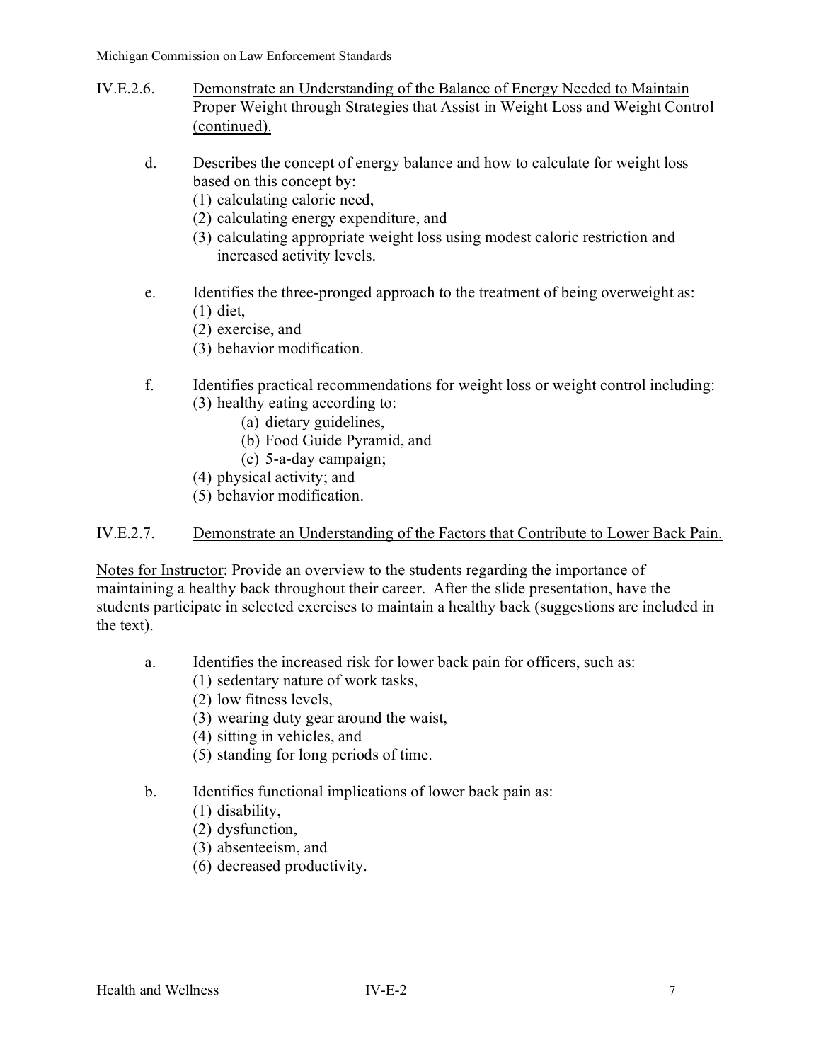IV.E.2.6. <u>Demonstrate an Understanding of the Balance of Energy Needed to Maintain Proper Weight through Strategies that Assist in Weight Loss and Weight Control (continued).</u>

d. Describes the concept of energy balance and how to calculate for weight loss based on this concept by:
   (1) calculating caloric need,
   (2) calculating energy expenditure, and
   (3) calculating appropriate weight loss using modest caloric restriction and increased activity levels.

e. Identifies the three-pronged approach to the treatment of being overweight as:
   (1) diet,
   (2) exercise, and
   (3) behavior modification.

f. Identifies practical recommendations for weight loss or weight control including:
   (3) healthy eating according to:
      (a) dietary guidelines,
      (b) Food Guide Pyramid, and
      (c) 5-a-day campaign;
   (4) physical activity; and
   (5) behavior modification.

IV.E.2.7. <u>Demonstrate an Understanding of the Factors that Contribute to Lower Back Pain.</u>

<u>Notes for Instructor</u>: Provide an overview to the students regarding the importance of maintaining a healthy back throughout their career. After the slide presentation, have the students participate in selected exercises to maintain a healthy back (suggestions are included in the text).

a. Identifies the increased risk for lower back pain for officers, such as:
   (1) sedentary nature of work tasks,
   (2) low fitness levels,
   (3) wearing duty gear around the waist,
   (4) sitting in vehicles, and
   (5) standing for long periods of time.

b. Identifies functional implications of lower back pain as:
   (1) disability,
   (2) dysfunction,
   (3) absenteeism, and
   (6) decreased productivity.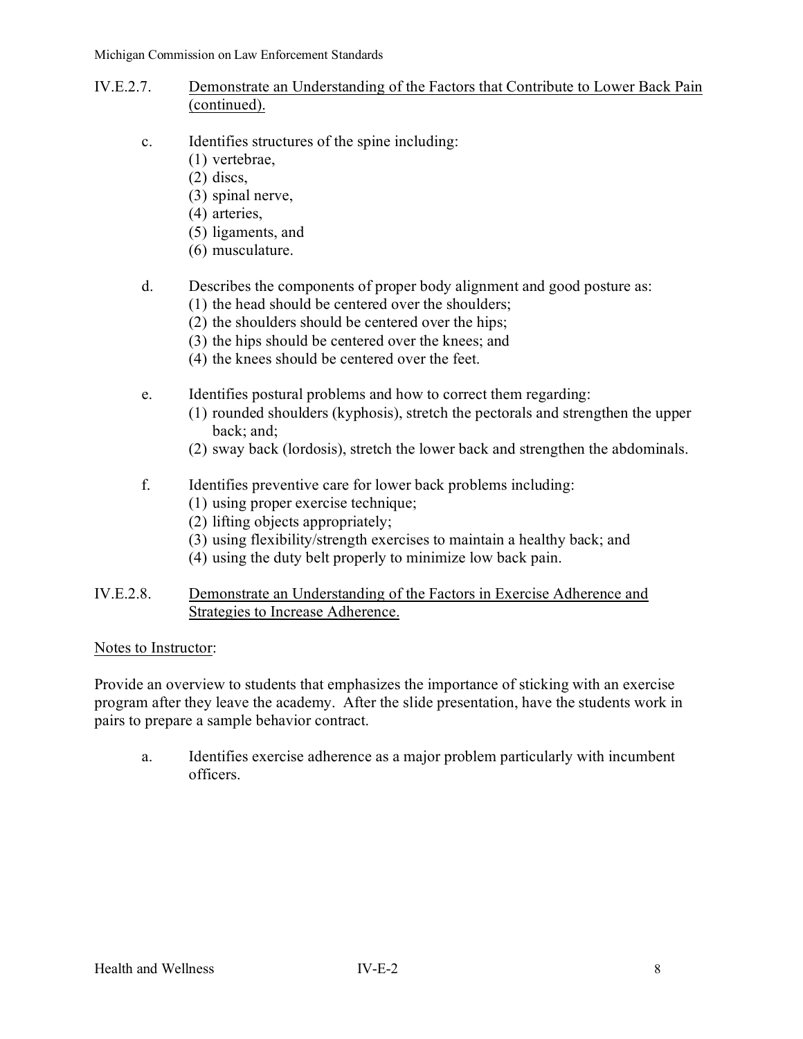### IV.E.2.7. <u>Demonstrate an Understanding of the Factors that Contribute to Lower Back Pain (continued).</u>

c. Identifies structures of the spine including:
   (1) vertebrae,
   (2) discs,
   (3) spinal nerve,
   (4) arteries,
   (5) ligaments, and
   (6) musculature.

d. Describes the components of proper body alignment and good posture as:
   (1) the head should be centered over the shoulders;
   (2) the shoulders should be centered over the hips;
   (3) the hips should be centered over the knees; and
   (4) the knees should be centered over the feet.

e. Identifies postural problems and how to correct them regarding:
   (1) rounded shoulders (kyphosis), stretch the pectorals and strengthen the upper back; and;
   (2) sway back (lordosis), stretch the lower back and strengthen the abdominals.

f. Identifies preventive care for lower back problems including:
   (1) using proper exercise technique;
   (2) lifting objects appropriately;
   (3) using flexibility/strength exercises to maintain a healthy back; and
   (4) using the duty belt properly to minimize low back pain.

### IV.E.2.8. <u>Demonstrate an Understanding of the Factors in Exercise Adherence and Strategies to Increase Adherence.</u>

<u>Notes to Instructor</u>:

Provide an overview to students that emphasizes the importance of sticking with an exercise program after they leave the academy. After the slide presentation, have the students work in pairs to prepare a sample behavior contract.

a. Identifies exercise adherence as a major problem particularly with incumbent officers.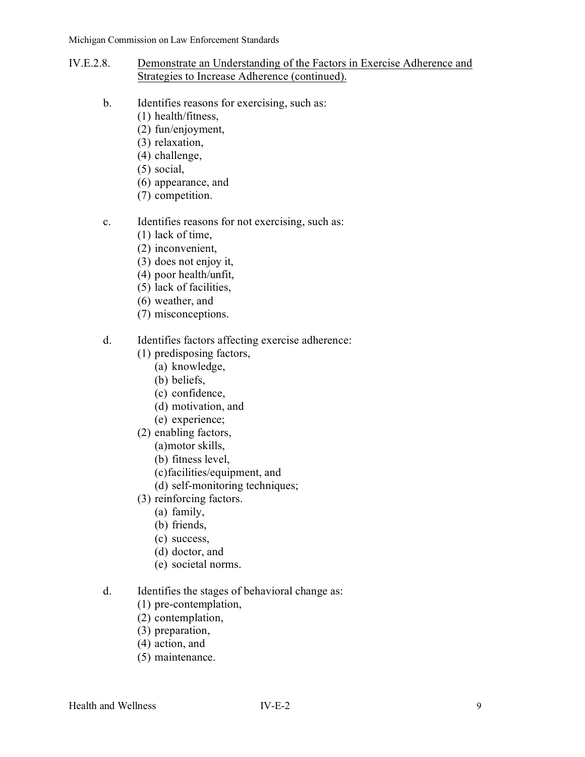IV.E.2.8. <u>Demonstrate an Understanding of the Factors in Exercise Adherence and Strategies to Increase Adherence (continued).</u>

b. Identifies reasons for exercising, such as:
   (1) health/fitness,
   (2) fun/enjoyment,
   (3) relaxation,
   (4) challenge,
   (5) social,
   (6) appearance, and
   (7) competition.

c. Identifies reasons for not exercising, such as:
   (1) lack of time,
   (2) inconvenient,
   (3) does not enjoy it,
   (4) poor health/unfit,
   (5) lack of facilities,
   (6) weather, and
   (7) misconceptions.

d. Identifies factors affecting exercise adherence:
   (1) predisposing factors,
      (a) knowledge,
      (b) beliefs,
      (c) confidence,
      (d) motivation, and
      (e) experience;
   (2) enabling factors,
      (a)motor skills,
      (b) fitness level,
      (c)facilities/equipment, and
      (d) self-monitoring techniques;
   (3) reinforcing factors.
      (a) family,
      (b) friends,
      (c) success,
      (d) doctor, and
      (e) societal norms.

d. Identifies the stages of behavioral change as:
   (1) pre-contemplation,
   (2) contemplation,
   (3) preparation,
   (4) action, and
   (5) maintenance.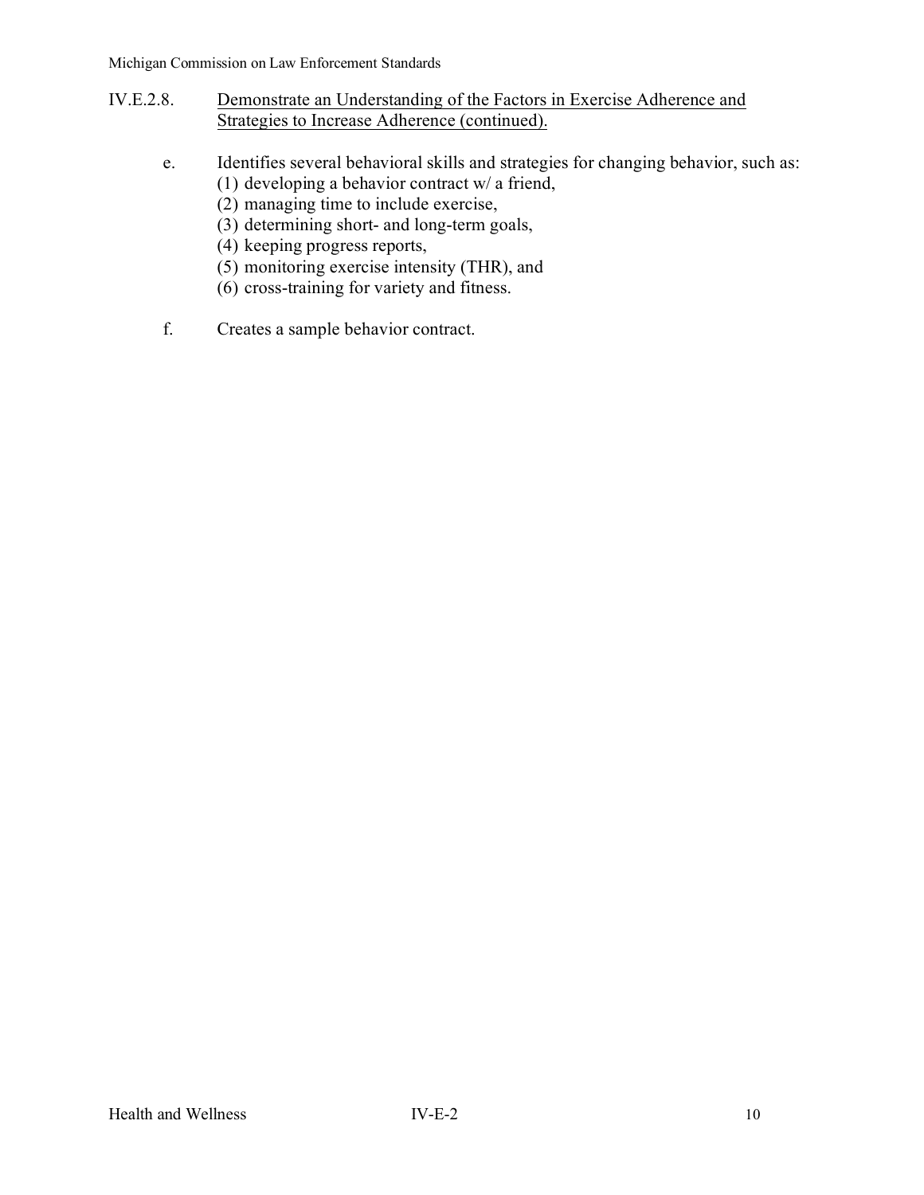IV.E.2.8. <u>Demonstrate an Understanding of the Factors in Exercise Adherence and Strategies to Increase Adherence (continued).</u>

e. Identifies several behavioral skills and strategies for changing behavior, such as:
   (1) developing a behavior contract w/ a friend,
   (2) managing time to include exercise,
   (3) determining short- and long-term goals,
   (4) keeping progress reports,
   (5) monitoring exercise intensity (THR), and
   (6) cross-training for variety and fitness.

f. Creates a sample behavior contract.